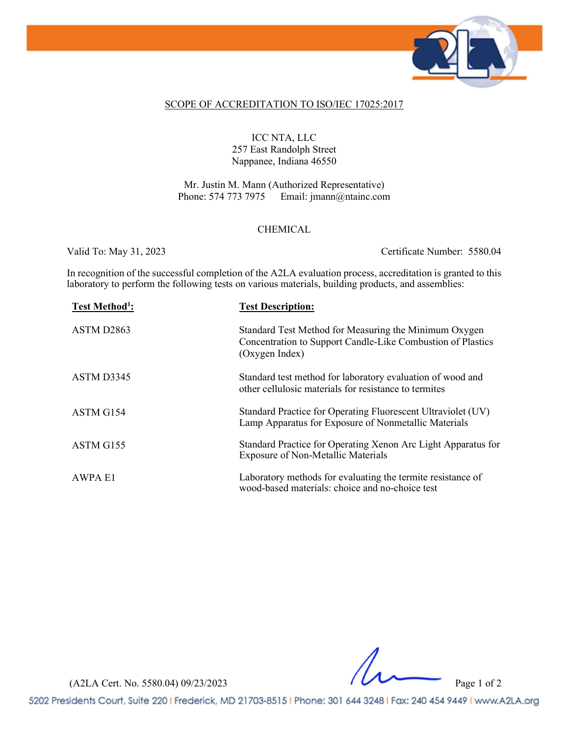SCOPE OF ACCREDITATION TO ISO/IEC 17025:2017

ICC NTA, LLC
257 East Randolph Street
Nappanee, Indiana 46550

Mr. Justin M. Mann (Authorized Representative)
Phone: 574 773 7975 Email: jmann@ntainc.com

CHEMICAL

Valid To: May 31, 2023 Certificate Number: 5580.04

In recognition of the successful completion of the A2LA evaluation process, accreditation is granted to this laboratory to perform the following tests on various materials, building products, and assemblies:

| Test Method[1]: | Test Description: |
|---|---|
| ASTM D2863 | Standard Test Method for Measuring the Minimum Oxygen Concentration to Support Candle-Like Combustion of Plastics (Oxygen Index) |
| ASTM D3345 | Standard test method for laboratory evaluation of wood and other cellulosic materials for resistance to termites |
| ASTM G154 | Standard Practice for Operating Fluorescent Ultraviolet (UV) Lamp Apparatus for Exposure of Nonmetallic Materials |
| ASTM G155 | Standard Practice for Operating Xenon Arc Light Apparatus for Exposure of Non-Metallic Materials |
| AWPA E1 | Laboratory methods for evaluating the termite resistance of wood-based materials: choice and no-choice test |

(A2LA Cert. No. 5580.04) 09/23/2023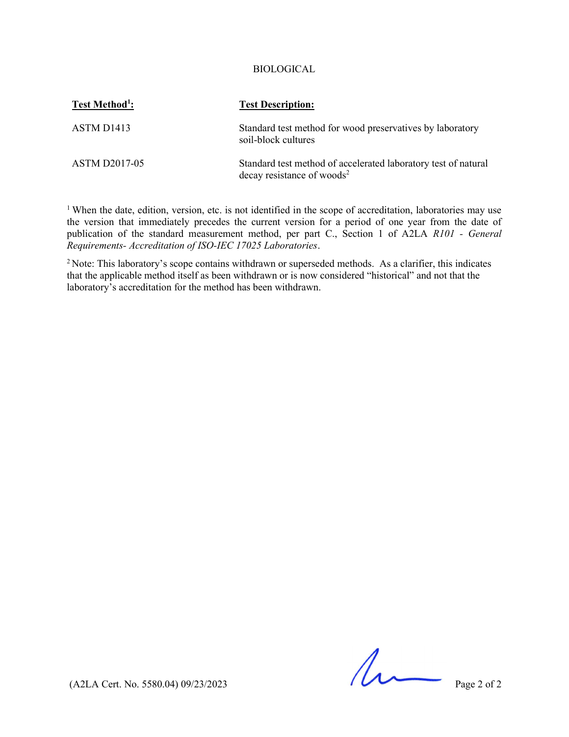BIOLOGICAL

| Test Method[1]: | Test Description: |
| --- | --- |
| ASTM D1413 | Standard test method for wood preservatives by laboratory soil-block cultures |
| ASTM D2017-05 | Standard test method of accelerated laboratory test of natural decay resistance of woods[2] |

[1] When the date, edition, version, etc. is not identified in the scope of accreditation, laboratories may use the version that immediately precedes the current version for a period of one year from the date of publication of the standard measurement method, per part C., Section 1 of A2LA *R101 - General Requirements- Accreditation of ISO-IEC 17025 Laboratories*.

[2] Note: This laboratory's scope contains withdrawn or superseded methods. As a clarifier, this indicates that the applicable method itself as been withdrawn or is now considered "historical" and not that the laboratory's accreditation for the method has been withdrawn.

(A2LA Cert. No. 5580.04) 09/23/2023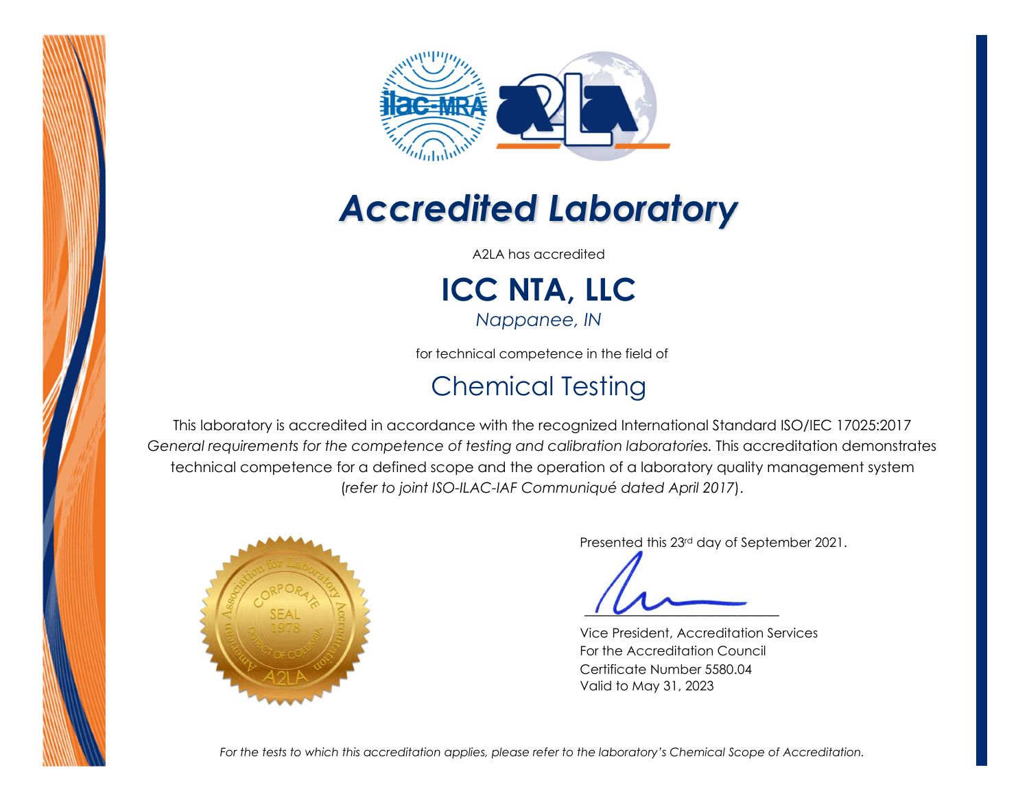# Accredited Laboratory

A2LA has accredited

## ICC NTA, LLC

*Nappanee, IN*

for technical competence in the field of

## Chemical Testing

This laboratory is accredited in accordance with the recognized International Standard ISO/IEC 17025:2017 *General requirements for the competence of testing and calibration laboratories.* This accreditation demonstrates technical competence for a defined scope and the operation of a laboratory quality management system (*refer to joint ISO-ILAC-IAF Communiqué dated April 2017*).

Presented this 23rd day of September 2021.

Vice President, Accreditation Services
For the Accreditation Council
Certificate Number 5580.04
Valid to May 31, 2023

*For the tests to which this accreditation applies, please refer to the laboratory's Chemical Scope of Accreditation.*